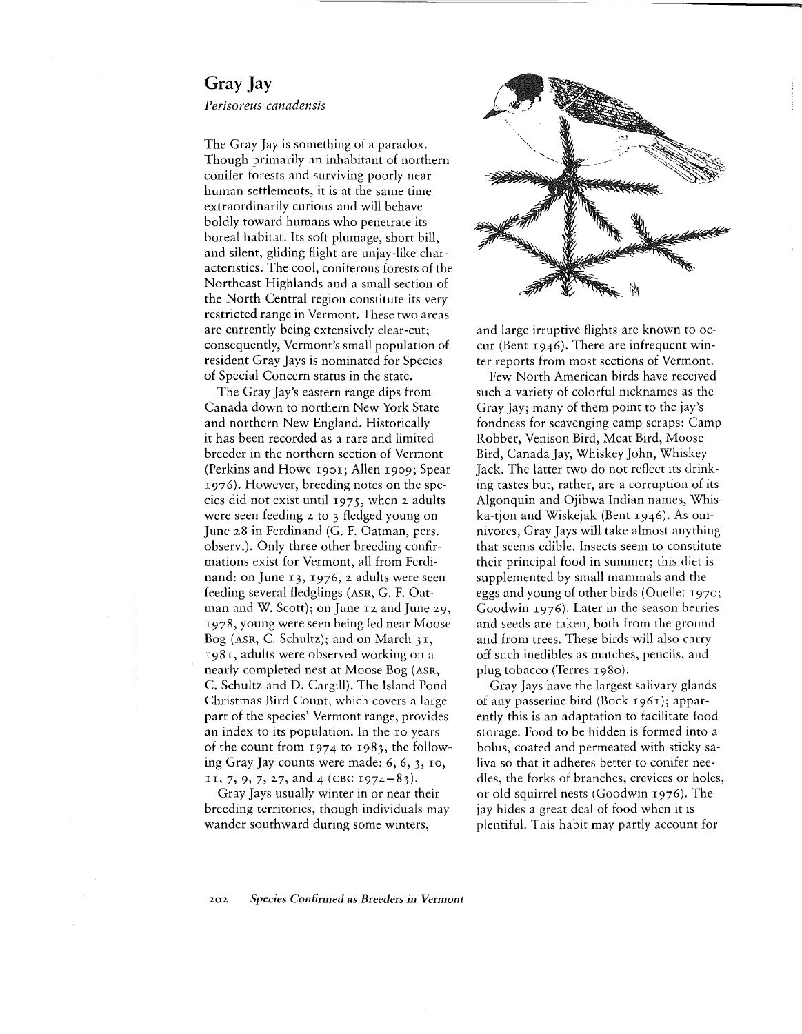# Gray Jay

*Perisoreus canadensis*

The Gray Jay is something of a paradox. Though primarily an inhabitant of northern conifer forests and surviving poorly near human settlements, it is at the same time extraordinarily curious and will behave boldly toward humans who penetrate its boreal habitat. Its soft plumage, short bill, and silent, gliding flight are unjay-like characteristics. The cool, coniferous forests of the Northeast Highlands and a small section of the North Central region constitute its very restricted range in Vermont. These two areas are currently being extensively clear-cut; consequently, Vermont's small population of resident Gray Jays is nominated for Species of Special Concern status in the state.

The Gray Jay's eastern range dips from Canada down to northern New York State and northern New England. Historically it has been recorded as a rare and limited breeder in the northern section of Vermont (Perkins and Howe 1901; Allen 1909; Spear 1976). However, breeding notes on the species did not exist until 1975, when 2 adults were seen feeding 2 to 3 fledged young on June 28 in Ferdinand (G. F. Oatman, pers. observ.). Only three other breeding confirmations exist for Vermont, all from Ferdinand: on June 13, 1976, 2 adults were seen feeding several fledglings (ASR, G. F. Oatman and W. Scott); on June 12 and June 29, 1978, young were seen being fed near Moose Bog (ASR, C. Schultz); and on March 31, 1981, adults were observed working on a nearly completed nest at Moose Bog (ASR, C. Schultz and D. Cargill). The Island Pond Christmas Bird Count, which covers a large part of the species' Vermont range, provides an index to its population. In the 10 years of the count from 1974 to 1983, the following Gray Jay counts were made: 6, 6, 3, 10, 11, 7, 9, 7, 27, and 4 (CBC 1974–83).

Gray Jays usually winter in or near their breeding territories, though individuals may wander southward during some winters, and large irruptive flights are known to occur (Bent 1946). There are infrequent winter reports from most sections of Vermont.

Few North American birds have received such a variety of colorful nicknames as the Gray Jay; many of them point to the jay's fondness for scavenging camp scraps: Camp Robber, Venison Bird, Meat Bird, Moose Bird, Canada Jay, Whiskey John, Whiskey Jack. The latter two do not reflect its drinking tastes but, rather, are a corruption of its Algonquin and Ojibwa Indian names, Whiska-tjon and Wiskejak (Bent 1946). As omnivores, Gray Jays will take almost anything that seems edible. Insects seem to constitute their principal food in summer; this diet is supplemented by small mammals and the eggs and young of other birds (Ouellet 1970; Goodwin 1976). Later in the season berries and seeds are taken, both from the ground and from trees. These birds will also carry off such inedibles as matches, pencils, and plug tobacco (Terres 1980).

Gray Jays have the largest salivary glands of any passerine bird (Bock 1961); apparently this is an adaptation to facilitate food storage. Food to be hidden is formed into a bolus, coated and permeated with sticky saliva so that it adheres better to conifer needles, the forks of branches, crevices or holes, or old squirrel nests (Goodwin 1976). The jay hides a great deal of food when it is plentiful. This habit may partly account for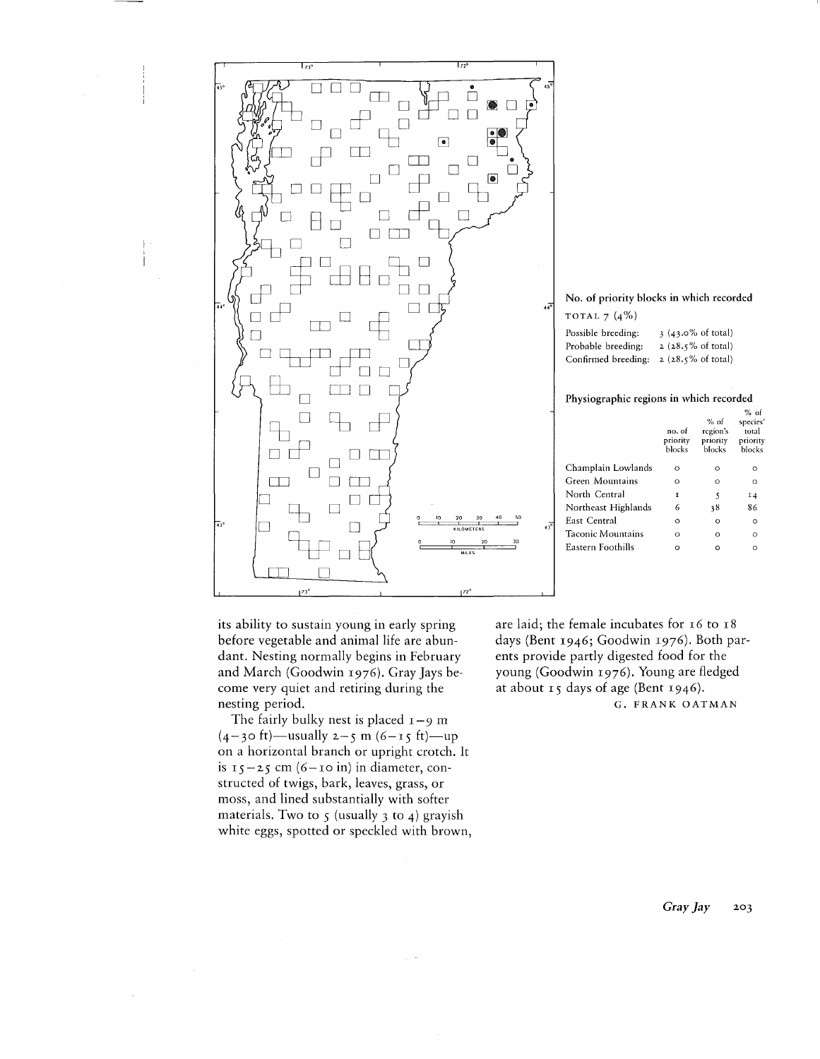73° 72°

45° 45°

44° 44°

43° 43°

0 10 20 30 40 50
KILOMETERS

0 10 20 30
MILES

73° 72°

**No. of priority blocks in which recorded**

TOTAL 7 (4%)

| | |
|---|---|
| Possible breeding: | 3 (43.0% of total) |
| Probable breeding: | 2 (28.5% of total) |
| Confirmed breeding: | 2 (28.5% of total) |

**Physiographic regions in which recorded**

| | no. of priority blocks | % of region's priority blocks | % of species' total priority blocks |
|---|---|---|---|
| Champlain Lowlands | 0 | 0 | 0 |
| Green Mountains | 0 | 0 | 0 |
| North Central | 1 | 5 | 14 |
| Northeast Highlands | 6 | 38 | 86 |
| East Central | 0 | 0 | 0 |
| Taconic Mountains | 0 | 0 | 0 |
| Eastern Foothills | 0 | 0 | 0 |

its ability to sustain young in early spring before vegetable and animal life are abundant. Nesting normally begins in February and March (Goodwin 1976). Gray Jays become very quiet and retiring during the nesting period.

The fairly bulky nest is placed 1–9 m (4–30 ft)—usually 2–5 m (6–15 ft)—up on a horizontal branch or upright crotch. It is 15–25 cm (6–10 in) in diameter, constructed of twigs, bark, leaves, grass, or moss, and lined substantially with softer materials. Two to 5 (usually 3 to 4) grayish white eggs, spotted or speckled with brown, are laid; the female incubates for 16 to 18 days (Bent 1946; Goodwin 1976). Both parents provide partly digested food for the young (Goodwin 1976). Young are fledged at about 15 days of age (Bent 1946).

G. FRANK OATMAN